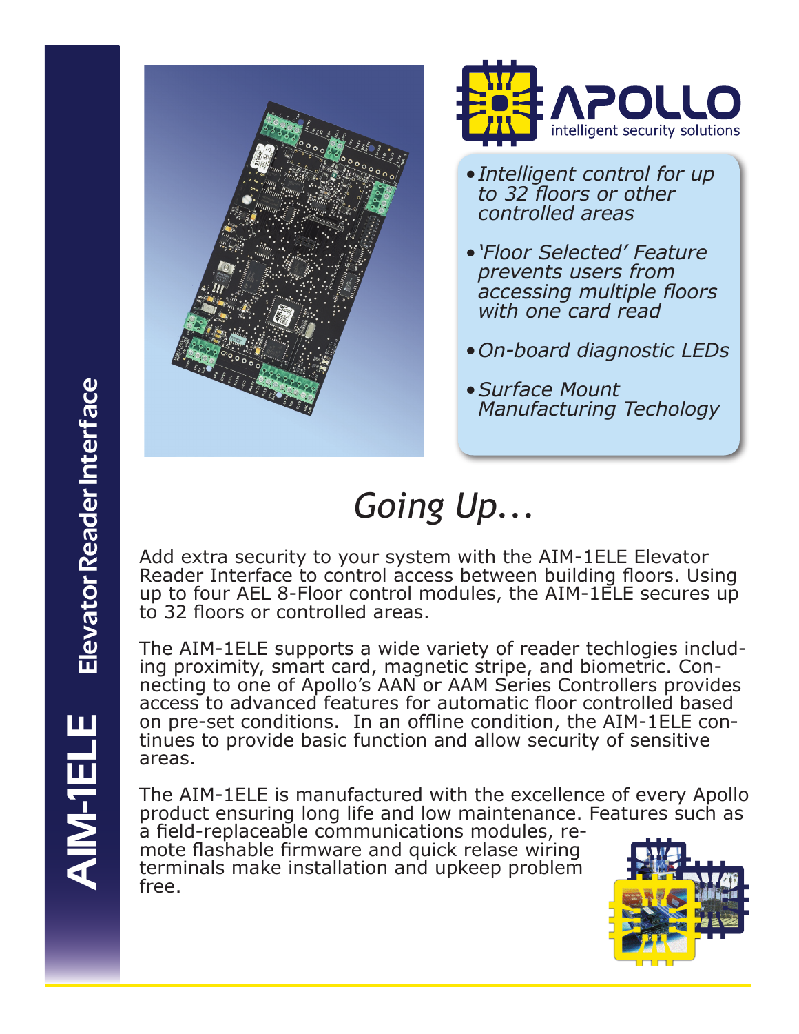# AIM-1ELE Elevator Reader Interface

APOLLO
intelligent security solutions

- *Intelligent control for up to 32 floors or other controlled areas*
- *'Floor Selected' Feature prevents users from accessing multiple floors with one card read*
- *On-board diagnostic LEDs*
- *Surface Mount Manufacturing Techology*

## *Going Up...*

Add extra security to your system with the AIM-1ELE Elevator Reader Interface to control access between building floors. Using up to four AEL 8-Floor control modules, the AIM-1ELE secures up to 32 floors or controlled areas.

The AIM-1ELE supports a wide variety of reader techlogies including proximity, smart card, magnetic stripe, and biometric. Connecting to one of Apollo's AAN or AAM Series Controllers provides access to advanced features for automatic floor controlled based on pre-set conditions. In an offline condition, the AIM-1ELE continues to provide basic function and allow security of sensitive areas.

The AIM-1ELE is manufactured with the excellence of every Apollo product ensuring long life and low maintenance. Features such as a field-replaceable communications modules, remote flashable firmware and quick relase wiring terminals make installation and upkeep problem free.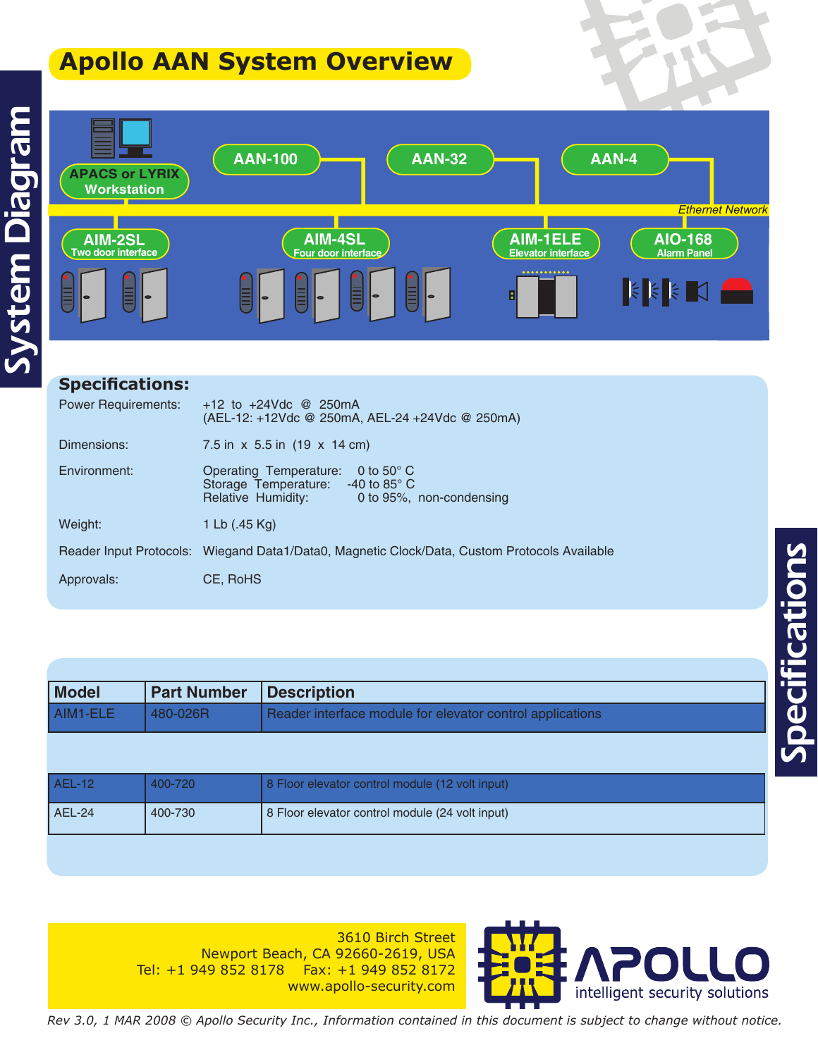# Apollo AAN System Overview

System Diagram

APACS or LYRIX Workstation

AAN-100

AAN-32

AAN-4

Ethernet Network

AIM-2SL
Two door interface

AIM-4SL
Four door interface

AIM-1ELE
Elevator interface

AIO-168
Alarm Panel

## Specifications:

| | |
|---|---|
| Power Requirements: | +12 to +24Vdc @ 250mA<br>(AEL-12: +12Vdc @ 250mA, AEL-24 +24Vdc @ 250mA) |
| Dimensions: | 7.5 in x 5.5 in (19 x 14 cm) |
| Environment: | Operating Temperature: 0 to 50° C<br>Storage Temperature: -40 to 85° C<br>Relative Humidity: 0 to 95%, non-condensing |
| Weight: | 1 Lb (.45 Kg) |
| Reader Input Protocols: | Wiegand Data1/Data0, Magnetic Clock/Data, Custom Protocols Available |
| Approvals: | CE, RoHS |

| Model | Part Number | Description |
|---|---|---|
| AIM1-ELE | 480-026R | Reader interface module for elevator control applications |
| AEL-12 | 400-720 | 8 Floor elevator control module (12 volt input) |
| AEL-24 | 400-730 | 8 Floor elevator control module (24 volt input) |

Specifications

3610 Birch Street
Newport Beach, CA 92660-2619, USA
Tel: +1 949 852 8178 Fax: +1 949 852 8172
www.apollo-security.com

APOLLO
intelligent security solutions

*Rev 3.0, 1 MAR 2008 © Apollo Security Inc., Information contained in this document is subject to change without notice.*